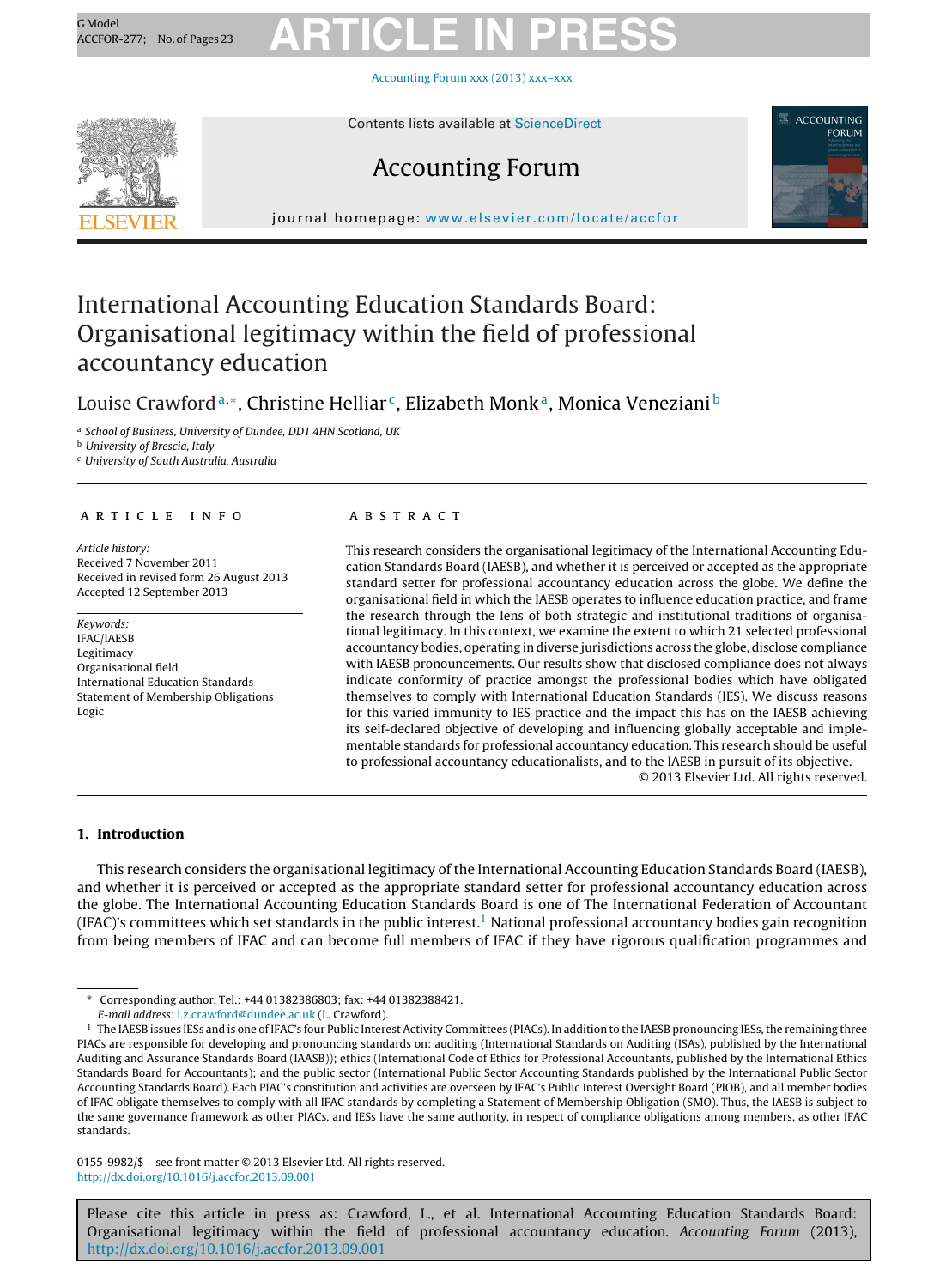# International Accounting Education Standards Board: Organisational legitimacy within the field of professional accountancy education

Louise Crawford[a,*], Christine Helliar[c], Elizabeth Monk[a], Monica Veneziani[b]

[a] School of Business, University of Dundee, DD1 4HN Scotland, UK
[b] University of Brescia, Italy
[c] University of South Australia, Australia

## ARTICLE INFO

*Article history:*
Received 7 November 2011
Received in revised form 26 August 2013
Accepted 12 September 2013

*Keywords:*
IFAC/IAESB
Legitimacy
Organisational field
International Education Standards
Statement of Membership Obligations
Logic

## ABSTRACT

This research considers the organisational legitimacy of the International Accounting Education Standards Board (IAESB), and whether it is perceived or accepted as the appropriate standard setter for professional accountancy education across the globe. We define the organisational field in which the IAESB operates to influence education practice, and frame the research through the lens of both strategic and institutional traditions of organisational legitimacy. In this context, we examine the extent to which 21 selected professional accountancy bodies, operating in diverse jurisdictions across the globe, disclose compliance with IAESB pronouncements. Our results show that disclosed compliance does not always indicate conformity of practice amongst the professional bodies which have obligated themselves to comply with International Education Standards (IES). We discuss reasons for this varied immunity to IES practice and the impact this has on the IAESB achieving its self-declared objective of developing and influencing globally acceptable and implementable standards for professional accountancy education. This research should be useful to professional accountancy educationalists, and to the IAESB in pursuit of its objective.

© 2013 Elsevier Ltd. All rights reserved.

## 1. Introduction

This research considers the organisational legitimacy of the International Accounting Education Standards Board (IAESB), and whether it is perceived or accepted as the appropriate standard setter for professional accountancy education across the globe. The International Accounting Education Standards Board is one of The International Federation of Accountant (IFAC)'s committees which set standards in the public interest.[1] National professional accountancy bodies gain recognition from being members of IFAC and can become full members of IFAC if they have rigorous qualification programmes and

---

* Corresponding author. Tel.: +44 01382386803; fax: +44 01382388421.
*E-mail address:* l.z.crawford@dundee.ac.uk (L. Crawford).

[1] The IAESB issues IESs and is one of IFAC's four Public Interest Activity Committees (PIACs). In addition to the IAESB pronouncing IESs, the remaining three PIACs are responsible for developing and pronouncing standards on: auditing (International Standards on Auditing (ISAs), published by the International Auditing and Assurance Standards Board (IAASB)); ethics (International Code of Ethics for Professional Accountants, published by the International Ethics Standards Board for Accountants); and the public sector (International Public Sector Accounting Standards published by the International Public Sector Accounting Standards Board). Each PIAC's constitution and activities are overseen by IFAC's Public Interest Oversight Board (PIOB), and all member bodies of IFAC obligate themselves to comply with all IFAC standards by completing a Statement of Membership Obligation (SMO). Thus, the IAESB is subject to the same governance framework as other PIACs, and IESs have the same authority, in respect of compliance obligations among members, as other IFAC standards.

0155-9982/$ – see front matter © 2013 Elsevier Ltd. All rights reserved.
http://dx.doi.org/10.1016/j.accfor.2013.09.001

Please cite this article in press as: Crawford, L., et al. International Accounting Education Standards Board: Organisational legitimacy within the field of professional accountancy education. *Accounting Forum* (2013), http://dx.doi.org/10.1016/j.accfor.2013.09.001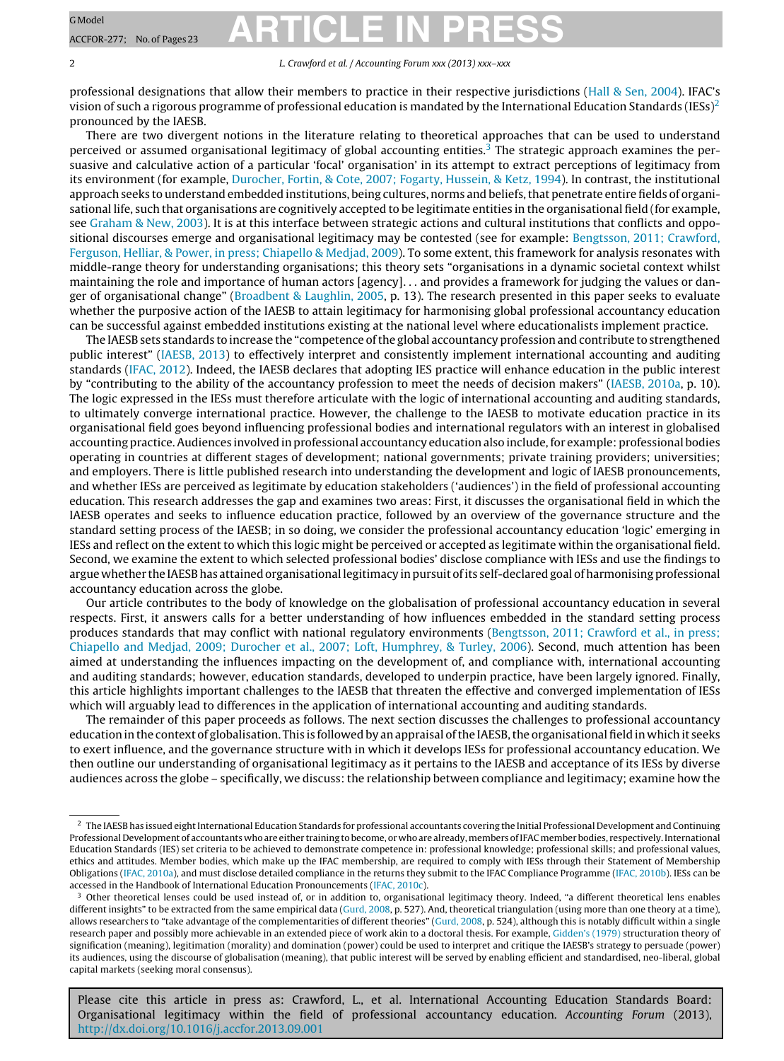professional designations that allow their members to practice in their respective jurisdictions (Hall & Sen, 2004). IFAC's vision of such a rigorous programme of professional education is mandated by the International Education Standards (IESs)[2] pronounced by the IAESB.

There are two divergent notions in the literature relating to theoretical approaches that can be used to understand perceived or assumed organisational legitimacy of global accounting entities.[3] The strategic approach examines the persuasive and calculative action of a particular 'focal' organisation' in its attempt to extract perceptions of legitimacy from its environment (for example, Durocher, Fortin, & Cote, 2007; Fogarty, Hussein, & Ketz, 1994). In contrast, the institutional approach seeks to understand embedded institutions, being cultures, norms and beliefs, that penetrate entire fields of organisational life, such that organisations are cognitively accepted to be legitimate entities in the organisational field (for example, see Graham & New, 2003). It is at this interface between strategic actions and cultural institutions that conflicts and oppositional discourses emerge and organisational legitimacy may be contested (see for example: Bengtsson, 2011; Crawford, Ferguson, Helliar, & Power, in press; Chiapello & Medjad, 2009). To some extent, this framework for analysis resonates with middle-range theory for understanding organisations; this theory sets "organisations in a dynamic societal context whilst maintaining the role and importance of human actors [agency]. . . and provides a framework for judging the values or danger of organisational change" (Broadbent & Laughlin, 2005, p. 13). The research presented in this paper seeks to evaluate whether the purposive action of the IAESB to attain legitimacy for harmonising global professional accountancy education can be successful against embedded institutions existing at the national level where educationalists implement practice.

The IAESB sets standards to increase the "competence of the global accountancy profession and contribute to strengthened public interest" (IAESB, 2013) to effectively interpret and consistently implement international accounting and auditing standards (IFAC, 2012). Indeed, the IAESB declares that adopting IES practice will enhance education in the public interest by "contributing to the ability of the accountancy profession to meet the needs of decision makers" (IAESB, 2010a, p. 10). The logic expressed in the IESs must therefore articulate with the logic of international accounting and auditing standards, to ultimately converge international practice. However, the challenge to the IAESB to motivate education practice in its organisational field goes beyond influencing professional bodies and international regulators with an interest in globalised accounting practice. Audiences involved in professional accountancy education also include, for example: professional bodies operating in countries at different stages of development; national governments; private training providers; universities; and employers. There is little published research into understanding the development and logic of IAESB pronouncements, and whether IESs are perceived as legitimate by education stakeholders ('audiences') in the field of professional accounting education. This research addresses the gap and examines two areas: First, it discusses the organisational field in which the IAESB operates and seeks to influence education practice, followed by an overview of the governance structure and the standard setting process of the IAESB; in so doing, we consider the professional accountancy education 'logic' emerging in IESs and reflect on the extent to which this logic might be perceived or accepted as legitimate within the organisational field. Second, we examine the extent to which selected professional bodies' disclose compliance with IESs and use the findings to argue whether the IAESB has attained organisational legitimacy in pursuit of its self-declared goal of harmonising professional accountancy education across the globe.

Our article contributes to the body of knowledge on the globalisation of professional accountancy education in several respects. First, it answers calls for a better understanding of how influences embedded in the standard setting process produces standards that may conflict with national regulatory environments (Bengtsson, 2011; Crawford et al., in press; Chiapello and Medjad, 2009; Durocher et al., 2007; Loft, Humphrey, & Turley, 2006). Second, much attention has been aimed at understanding the influences impacting on the development of, and compliance with, international accounting and auditing standards; however, education standards, developed to underpin practice, have been largely ignored. Finally, this article highlights important challenges to the IAESB that threaten the effective and converged implementation of IESs which will arguably lead to differences in the application of international accounting and auditing standards.

The remainder of this paper proceeds as follows. The next section discusses the challenges to professional accountancy education in the context of globalisation. This is followed by an appraisal of the IAESB, the organisational field in which it seeks to exert influence, and the governance structure with in which it develops IESs for professional accountancy education. We then outline our understanding of organisational legitimacy as it pertains to the IAESB and acceptance of its IESs by diverse audiences across the globe – specifically, we discuss: the relationship between compliance and legitimacy; examine how the

---

[2] The IAESB has issued eight International Education Standards for professional accountants covering the Initial Professional Development and Continuing Professional Development of accountants who are either training to become, or who are already, members of IFAC member bodies, respectively. International Education Standards (IES) set criteria to be achieved to demonstrate competence in: professional knowledge; professional skills; and professional values, ethics and attitudes. Member bodies, which make up the IFAC membership, are required to comply with IESs through their Statement of Membership Obligations (IFAC, 2010a), and must disclose detailed compliance in the returns they submit to the IFAC Compliance Programme (IFAC, 2010b). IESs can be accessed in the Handbook of International Education Pronouncements (IFAC, 2010c).

[3] Other theoretical lenses could be used instead of, or in addition to, organisational legitimacy theory. Indeed, "a different theoretical lens enables different insights" to be extracted from the same empirical data (Gurd, 2008, p. 527). And, theoretical triangulation (using more than one theory at a time), allows researchers to "take advantage of the complementarities of different theories" (Gurd, 2008, p. 524), although this is notably difficult within a single research paper and possibly more achievable in an extended piece of work akin to a doctoral thesis. For example, Gidden's (1979) structuration theory of signification (meaning), legitimation (morality) and domination (power) could be used to interpret and critique the IAESB's strategy to persuade (power) its audiences, using the discourse of globalisation (meaning), that public interest will be served by enabling efficient and standardised, neo-liberal, global capital markets (seeking moral consensus).

Please cite this article in press as: Crawford, L., et al. International Accounting Education Standards Board: Organisational legitimacy within the field of professional accountancy education. *Accounting Forum* (2013), http://dx.doi.org/10.1016/j.accfor.2013.09.001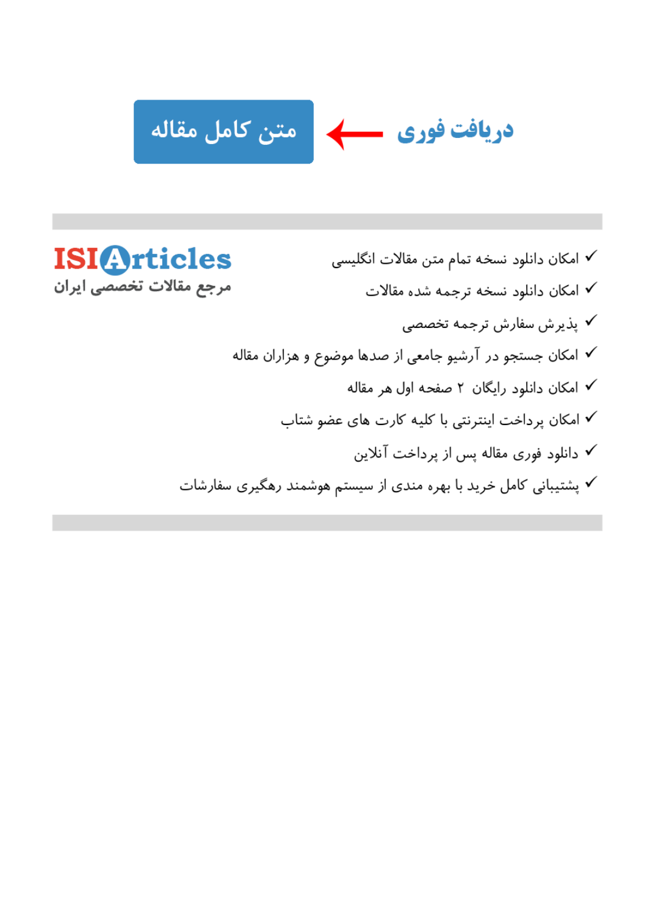دریافت فوری ← **متن کامل مقاله**

**ISIArticles**
مرجع مقالات تخصصی ایران

- ✓ امکان دانلود نسخه تمام متن مقالات انگلیسی
- ✓ امکان دانلود نسخه ترجمه شده مقالات
- ✓ پذیرش سفارش ترجمه تخصصی
- ✓ امکان جستجو در آرشیو جامعی از صدها موضوع و هزاران مقاله
- ✓ امکان دانلود رایگان ۲ صفحه اول هر مقاله
- ✓ امکان پرداخت اینترنتی با کلیه کارت های عضو شتاب
- ✓ دانلود فوری مقاله پس از پرداخت آنلاین
- ✓ پشتیبانی کامل خرید با بهره مندی از سیستم هوشمند رهگیری سفارشات